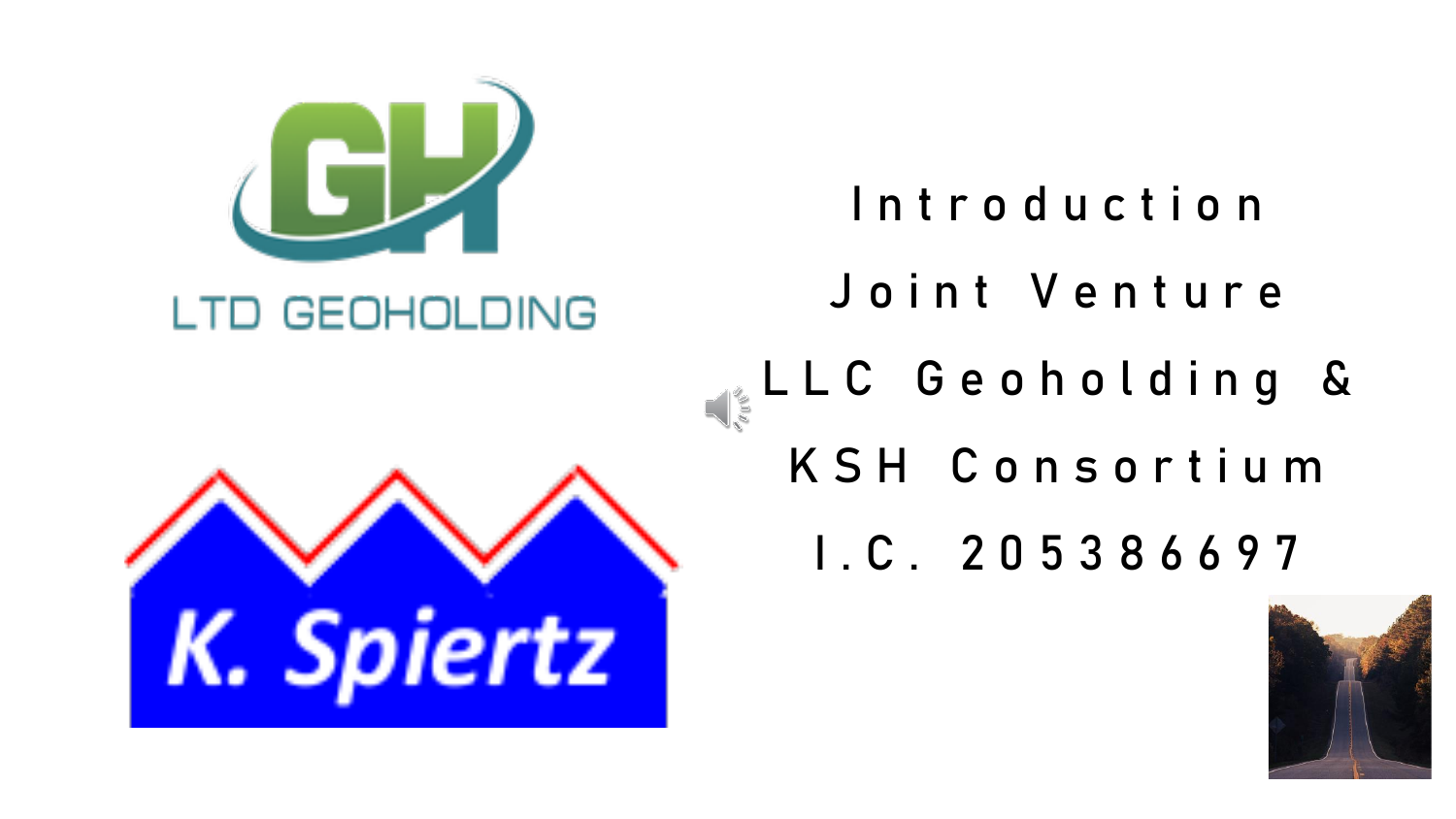LTD GEOHOLDING

K. Spiertz

# Introduction

## Joint Venture

## LLC Geoholding &

## KSH Consortium

## I.C. 205386697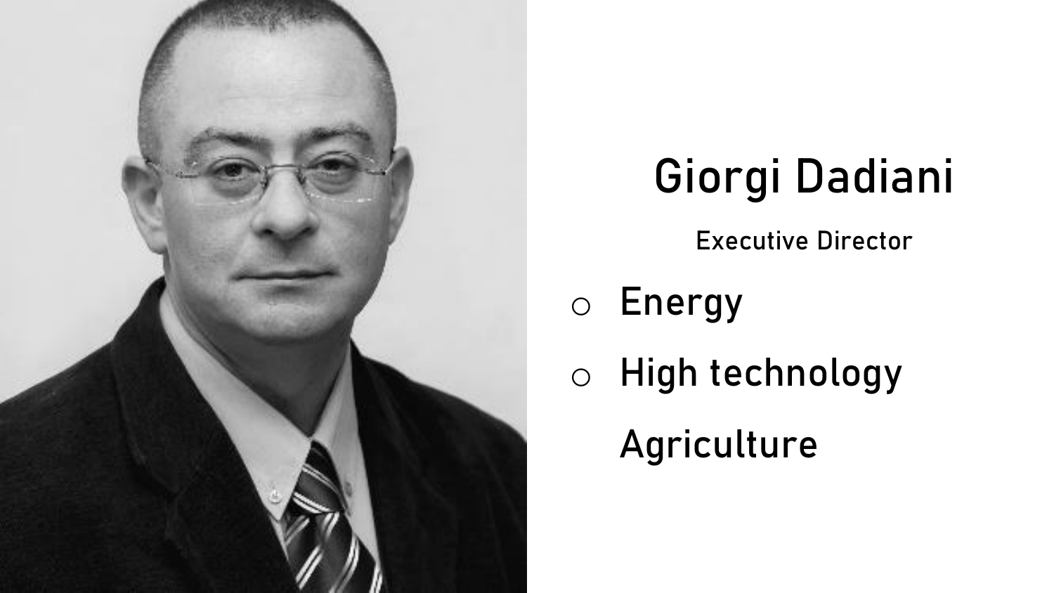## Giorgi Dadiani

Executive Director

- Energy
- High technology

Agriculture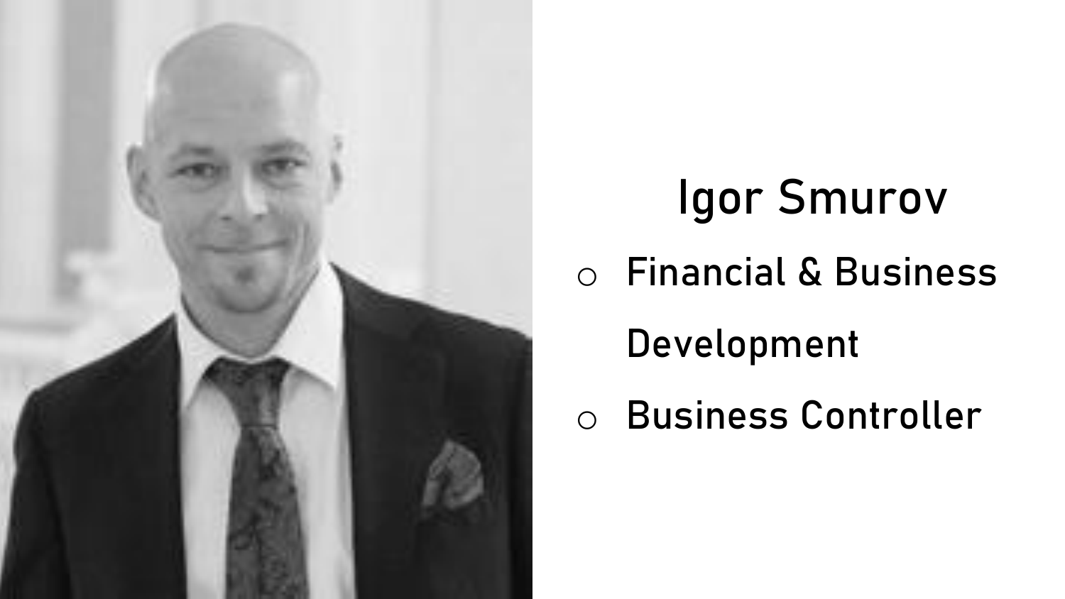# Igor Smurov

- Financial & Business Development
- Business Controller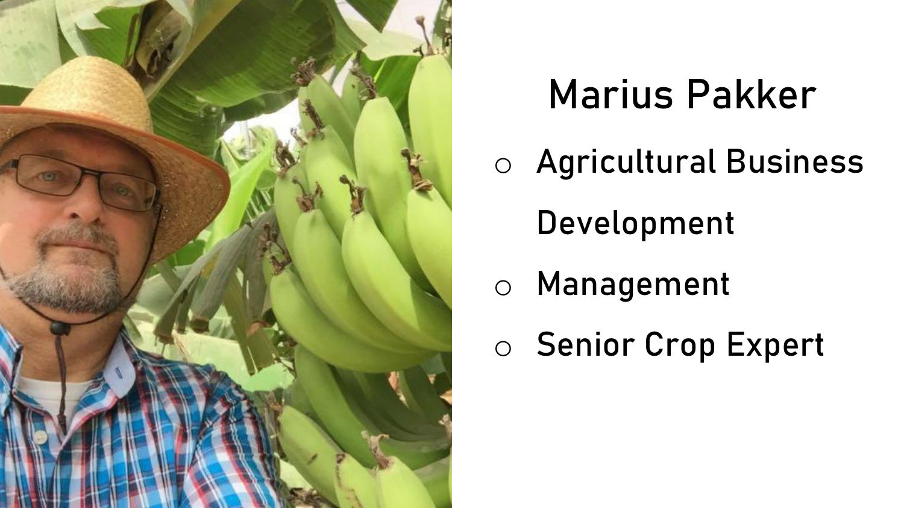# Marius Pakker

- Agricultural Business Development
- Management
- Senior Crop Expert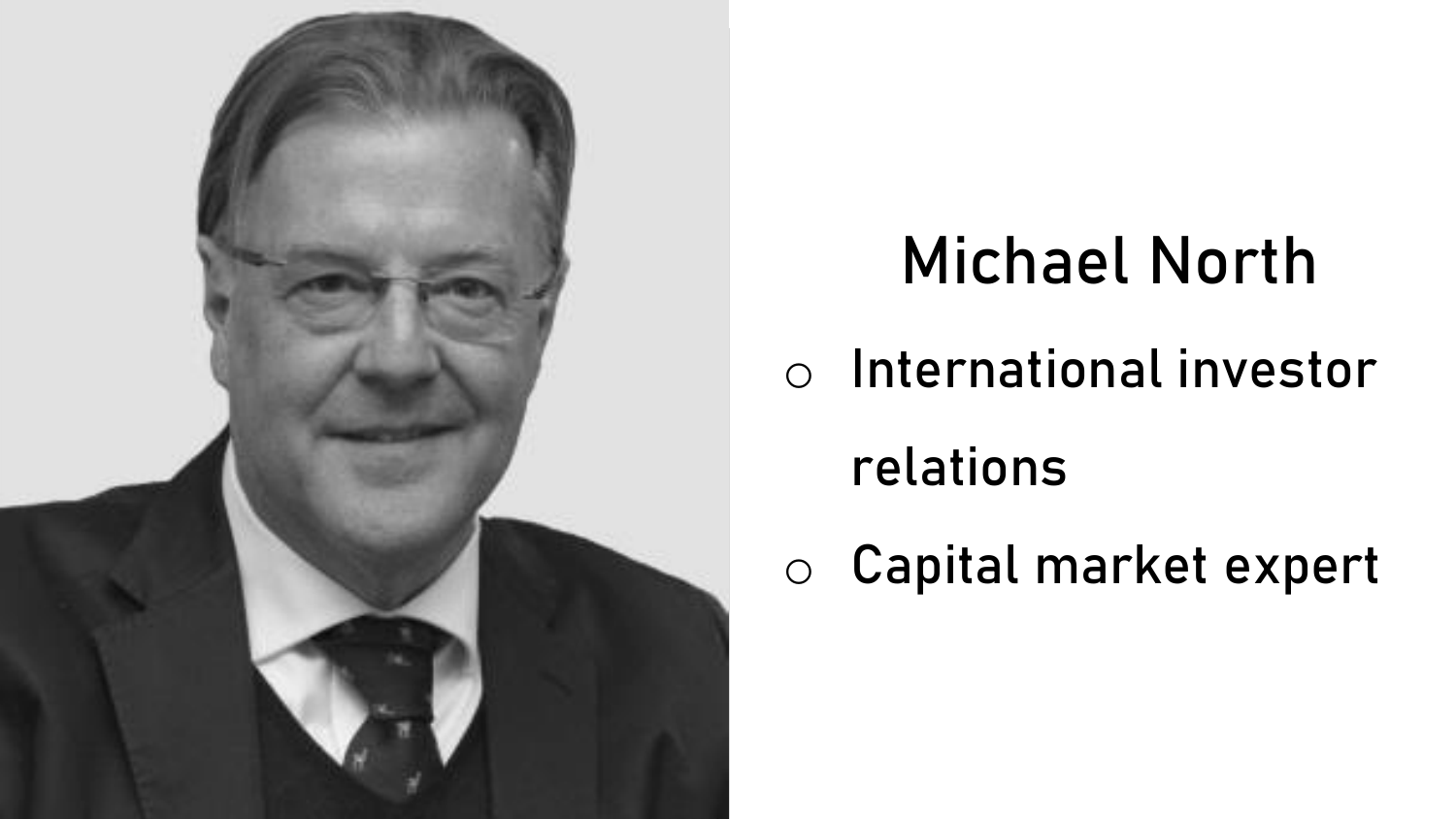# Michael North

- International investor relations
- Capital market expert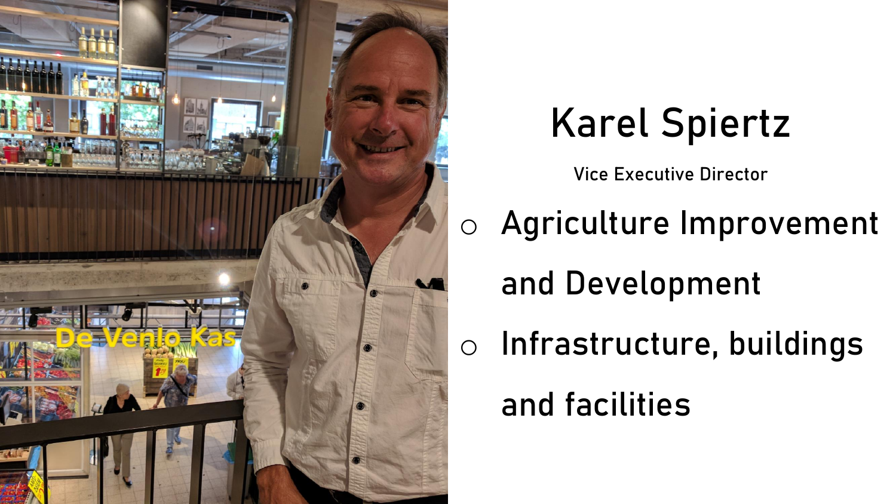# Karel Spiertz

Vice Executive Director

- Agriculture Improvement and Development
- Infrastructure, buildings and facilities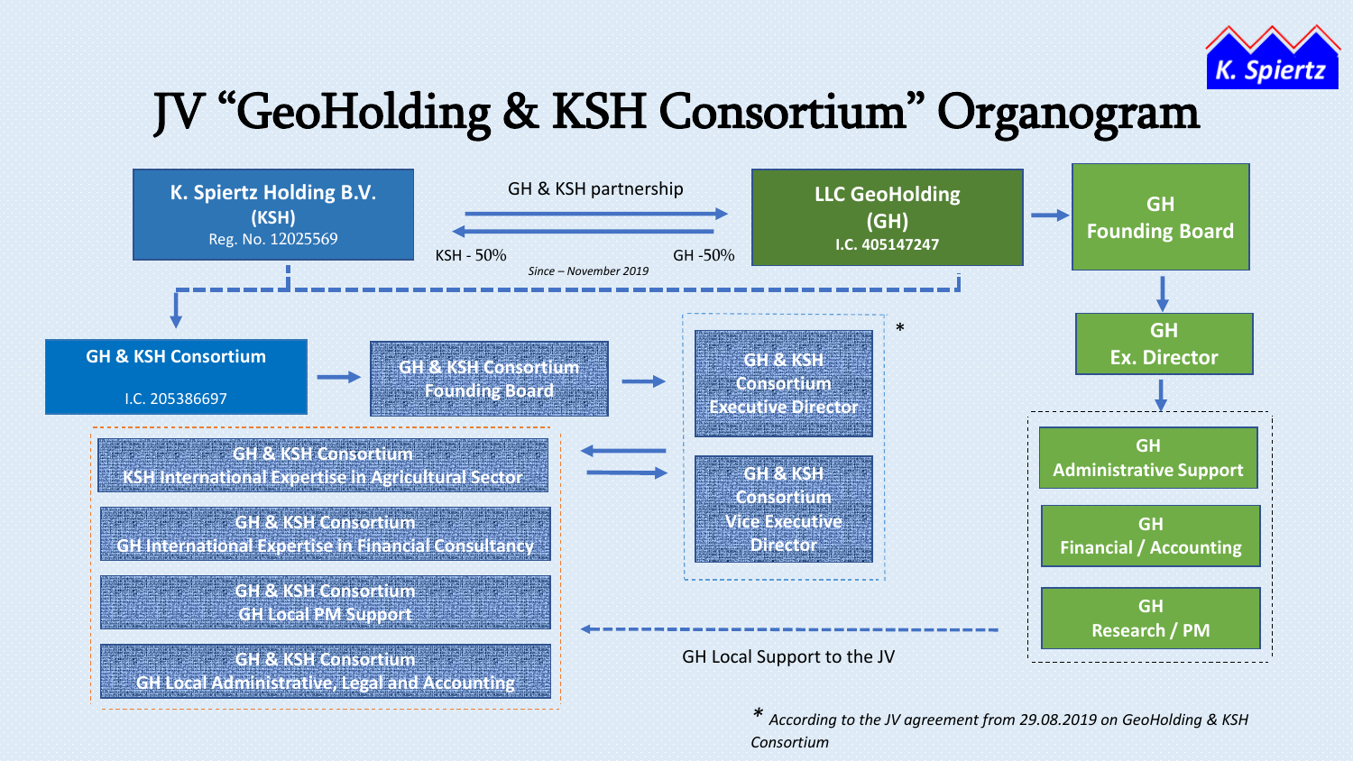# JV "GeoHolding & KSH Consortium" Organogram

K. Spiertz

**K. Spiertz Holding B.V.**
**(KSH)**
Reg. No. 12025569

GH & KSH partnership

KSH - 50%

GH -50%

*Since – November 2019*

**LLC GeoHolding**
**(GH)**
**I.C. 405147247**

**GH Founding Board**

**GH Ex. Director**

**GH & KSH Consortium**

I.C. 205386697

GH & KSH Consortium Founding Board

GH & KSH Consortium Executive Director

GH & KSH Consortium Vice Executive Director

*

GH & KSH Consortium KSH International Expertise in Agricultural Sector

GH & KSH Consortium GH International Expertise in Financial Consultancy

GH & KSH Consortium GH Local PM Support

GH & KSH Consortium GH Local Administrative, Legal and Accounting

GH Local Support to the JV

**GH Administrative Support**

**GH Financial / Accounting**

**GH Research / PM**

\* *According to the JV agreement from 29.08.2019 on GeoHolding & KSH Consortium*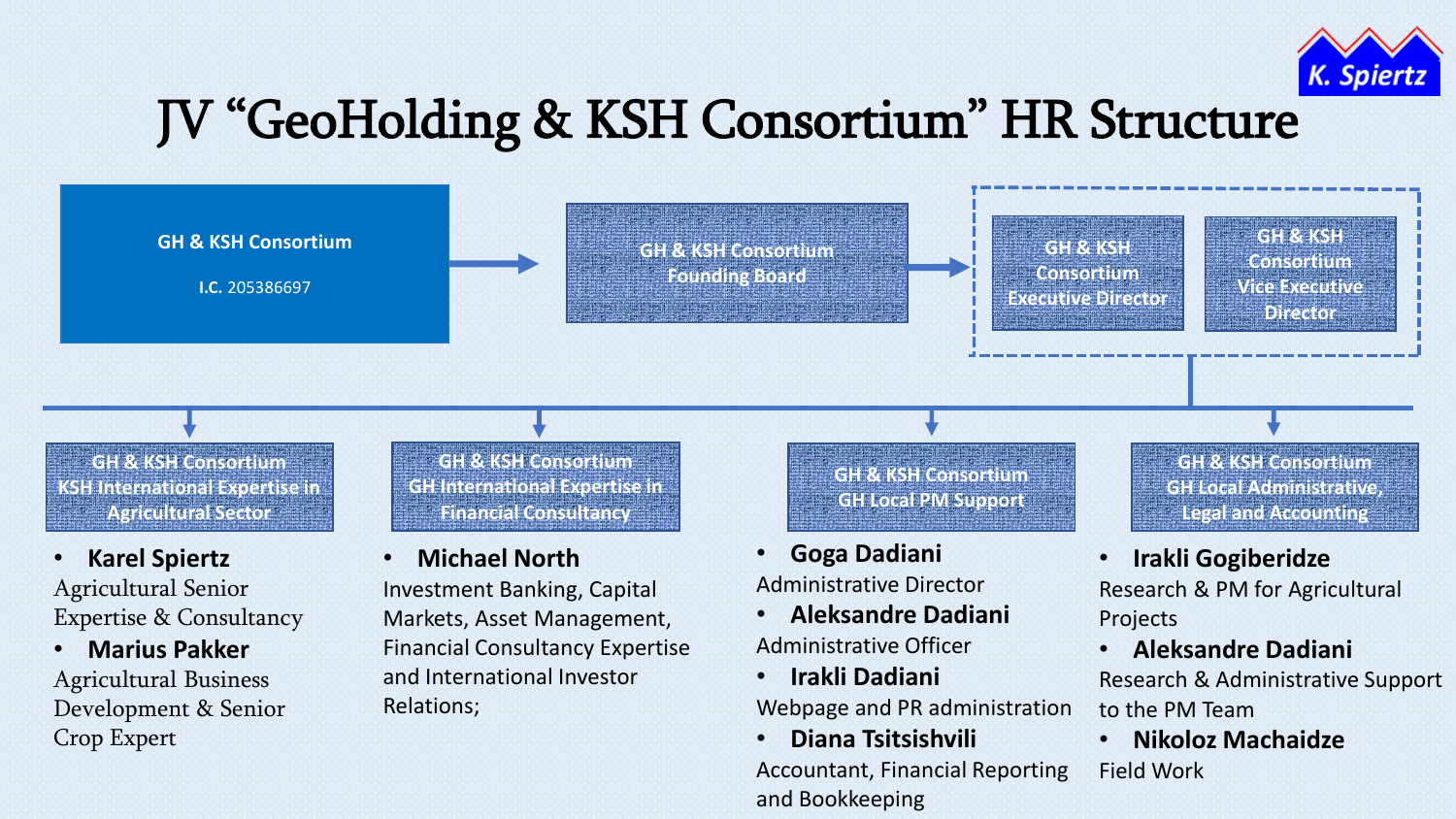K. Spiertz

# JV “GeoHolding & KSH Consortium” HR Structure

**GH & KSH Consortium**

**I.C.** 205386697

GH & KSH Consortium Founding Board

GH & KSH Consortium Executive Director

GH & KSH Consortium Vice Executive Director

### GH & KSH Consortium KSH International Expertise in Agricultural Sector

- **Karel Spiertz**

Agricultural Senior Expertise & Consultancy

- **Marius Pakker**

Agricultural Business Development & Senior Crop Expert

### GH & KSH Consortium GH International Expertise in Financial Consultancy

- **Michael North**

Investment Banking, Capital Markets, Asset Management, Financial Consultancy Expertise and International Investor Relations;

### GH & KSH Consortium GH Local PM Support

- **Goga Dadiani**

Administrative Director

- **Aleksandre Dadiani**

Administrative Officer

- **Irakli Dadiani**

Webpage and PR administration

- **Diana Tsitsishvili**

Accountant, Financial Reporting and Bookkeeping

### GH & KSH Consortium GH Local Administrative, Legal and Accounting

- **Irakli Gogiberidze**

Research & PM for Agricultural Projects

- **Aleksandre Dadiani**

Research & Administrative Support to the PM Team

- **Nikoloz Machaidze**

Field Work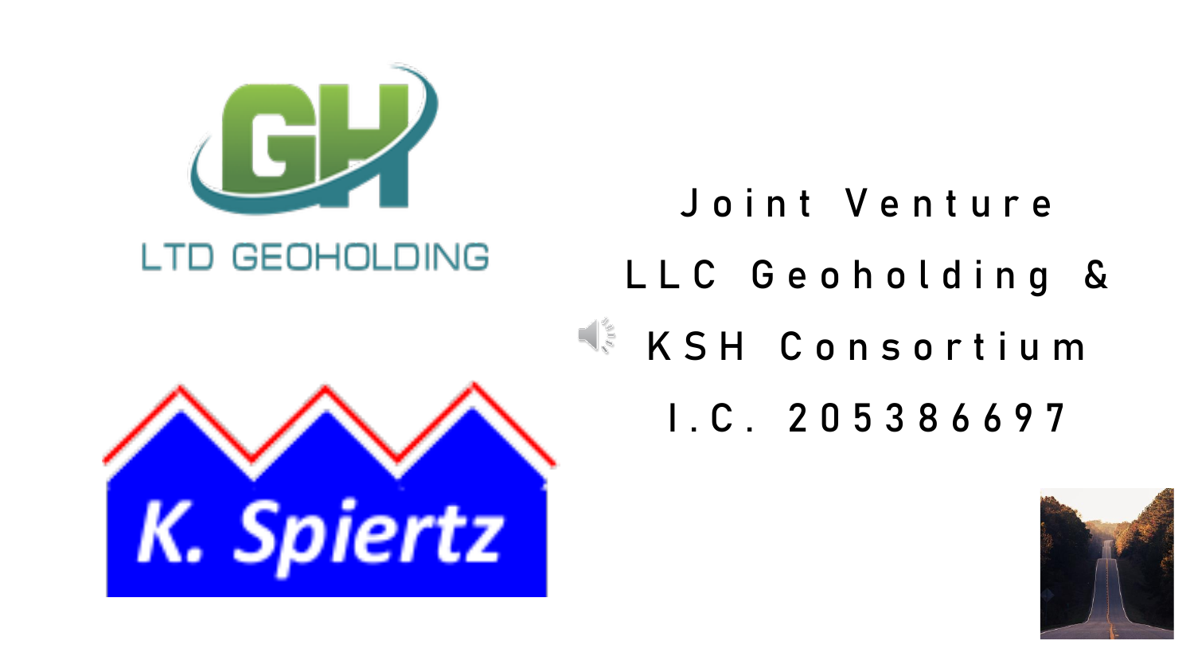LTD GEOHOLDING

K. Spiertz

Joint Venture

LLC Geoholding &

KSH Consortium

I.C. 205386697